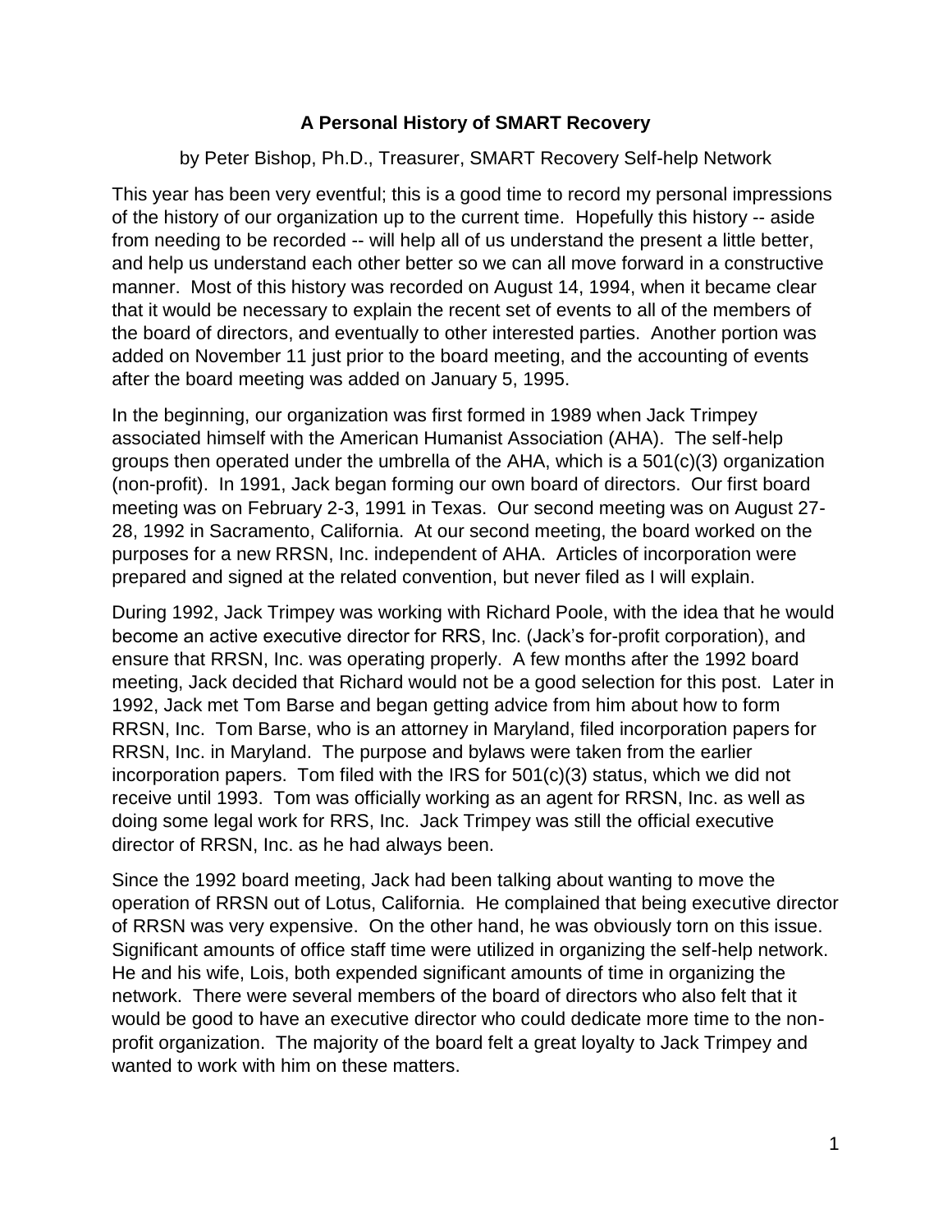## A Personal History of SMART Recovery

by Peter Bishop, Ph.D., Treasurer, SMART Recovery Self-help Network

This year has been very eventful; this is a good time to record my personal impressions of the history of our organization up to the current time. Hopefully this history -- aside from needing to be recorded -- will help all of us understand the present a little better, and help us understand each other better so we can all move forward in a constructive manner. Most of this history was recorded on August 14, 1994, when it became clear that it would be necessary to explain the recent set of events to all of the members of the board of directors, and eventually to other interested parties. Another portion was added on November 11 just prior to the board meeting, and the accounting of events after the board meeting was added on January 5, 1995.

In the beginning, our organization was first formed in 1989 when Jack Trimpey associated himself with the American Humanist Association (AHA). The self-help groups then operated under the umbrella of the AHA, which is a 501(c)(3) organization (non-profit). In 1991, Jack began forming our own board of directors. Our first board meeting was on February 2-3, 1991 in Texas. Our second meeting was on August 27-28, 1992 in Sacramento, California. At our second meeting, the board worked on the purposes for a new RRSN, Inc. independent of AHA. Articles of incorporation were prepared and signed at the related convention, but never filed as I will explain.

During 1992, Jack Trimpey was working with Richard Poole, with the idea that he would become an active executive director for RRS, Inc. (Jack's for-profit corporation), and ensure that RRSN, Inc. was operating properly. A few months after the 1992 board meeting, Jack decided that Richard would not be a good selection for this post. Later in 1992, Jack met Tom Barse and began getting advice from him about how to form RRSN, Inc. Tom Barse, who is an attorney in Maryland, filed incorporation papers for RRSN, Inc. in Maryland. The purpose and bylaws were taken from the earlier incorporation papers. Tom filed with the IRS for 501(c)(3) status, which we did not receive until 1993. Tom was officially working as an agent for RRSN, Inc. as well as doing some legal work for RRS, Inc. Jack Trimpey was still the official executive director of RRSN, Inc. as he had always been.

Since the 1992 board meeting, Jack had been talking about wanting to move the operation of RRSN out of Lotus, California. He complained that being executive director of RRSN was very expensive. On the other hand, he was obviously torn on this issue. Significant amounts of office staff time were utilized in organizing the self-help network. He and his wife, Lois, both expended significant amounts of time in organizing the network. There were several members of the board of directors who also felt that it would be good to have an executive director who could dedicate more time to the non-profit organization. The majority of the board felt a great loyalty to Jack Trimpey and wanted to work with him on these matters.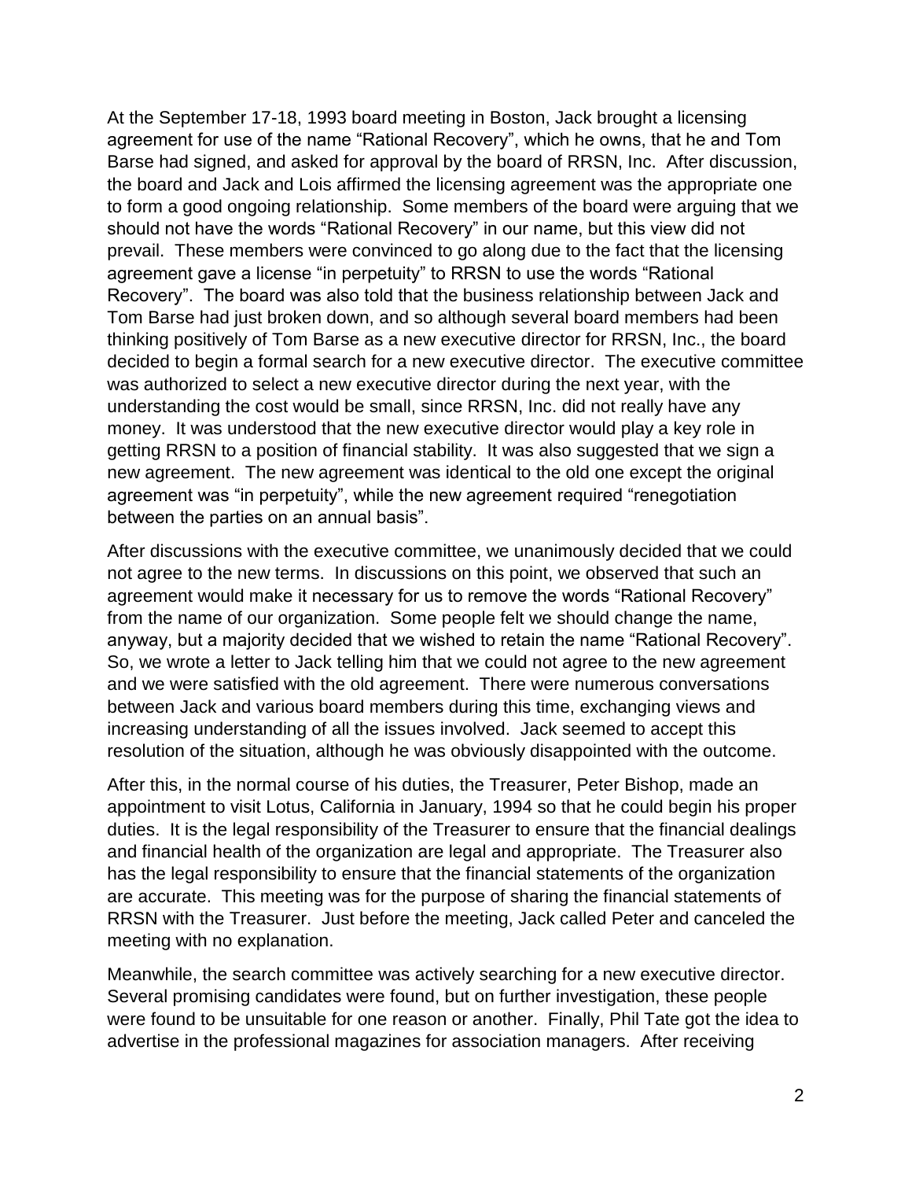At the September 17-18, 1993 board meeting in Boston, Jack brought a licensing agreement for use of the name "Rational Recovery", which he owns, that he and Tom Barse had signed, and asked for approval by the board of RRSN, Inc. After discussion, the board and Jack and Lois affirmed the licensing agreement was the appropriate one to form a good ongoing relationship. Some members of the board were arguing that we should not have the words "Rational Recovery" in our name, but this view did not prevail. These members were convinced to go along due to the fact that the licensing agreement gave a license "in perpetuity" to RRSN to use the words "Rational Recovery". The board was also told that the business relationship between Jack and Tom Barse had just broken down, and so although several board members had been thinking positively of Tom Barse as a new executive director for RRSN, Inc., the board decided to begin a formal search for a new executive director. The executive committee was authorized to select a new executive director during the next year, with the understanding the cost would be small, since RRSN, Inc. did not really have any money. It was understood that the new executive director would play a key role in getting RRSN to a position of financial stability. It was also suggested that we sign a new agreement. The new agreement was identical to the old one except the original agreement was "in perpetuity", while the new agreement required "renegotiation between the parties on an annual basis".

After discussions with the executive committee, we unanimously decided that we could not agree to the new terms. In discussions on this point, we observed that such an agreement would make it necessary for us to remove the words "Rational Recovery" from the name of our organization. Some people felt we should change the name, anyway, but a majority decided that we wished to retain the name "Rational Recovery". So, we wrote a letter to Jack telling him that we could not agree to the new agreement and we were satisfied with the old agreement. There were numerous conversations between Jack and various board members during this time, exchanging views and increasing understanding of all the issues involved. Jack seemed to accept this resolution of the situation, although he was obviously disappointed with the outcome.

After this, in the normal course of his duties, the Treasurer, Peter Bishop, made an appointment to visit Lotus, California in January, 1994 so that he could begin his proper duties. It is the legal responsibility of the Treasurer to ensure that the financial dealings and financial health of the organization are legal and appropriate. The Treasurer also has the legal responsibility to ensure that the financial statements of the organization are accurate. This meeting was for the purpose of sharing the financial statements of RRSN with the Treasurer. Just before the meeting, Jack called Peter and canceled the meeting with no explanation.

Meanwhile, the search committee was actively searching for a new executive director. Several promising candidates were found, but on further investigation, these people were found to be unsuitable for one reason or another. Finally, Phil Tate got the idea to advertise in the professional magazines for association managers. After receiving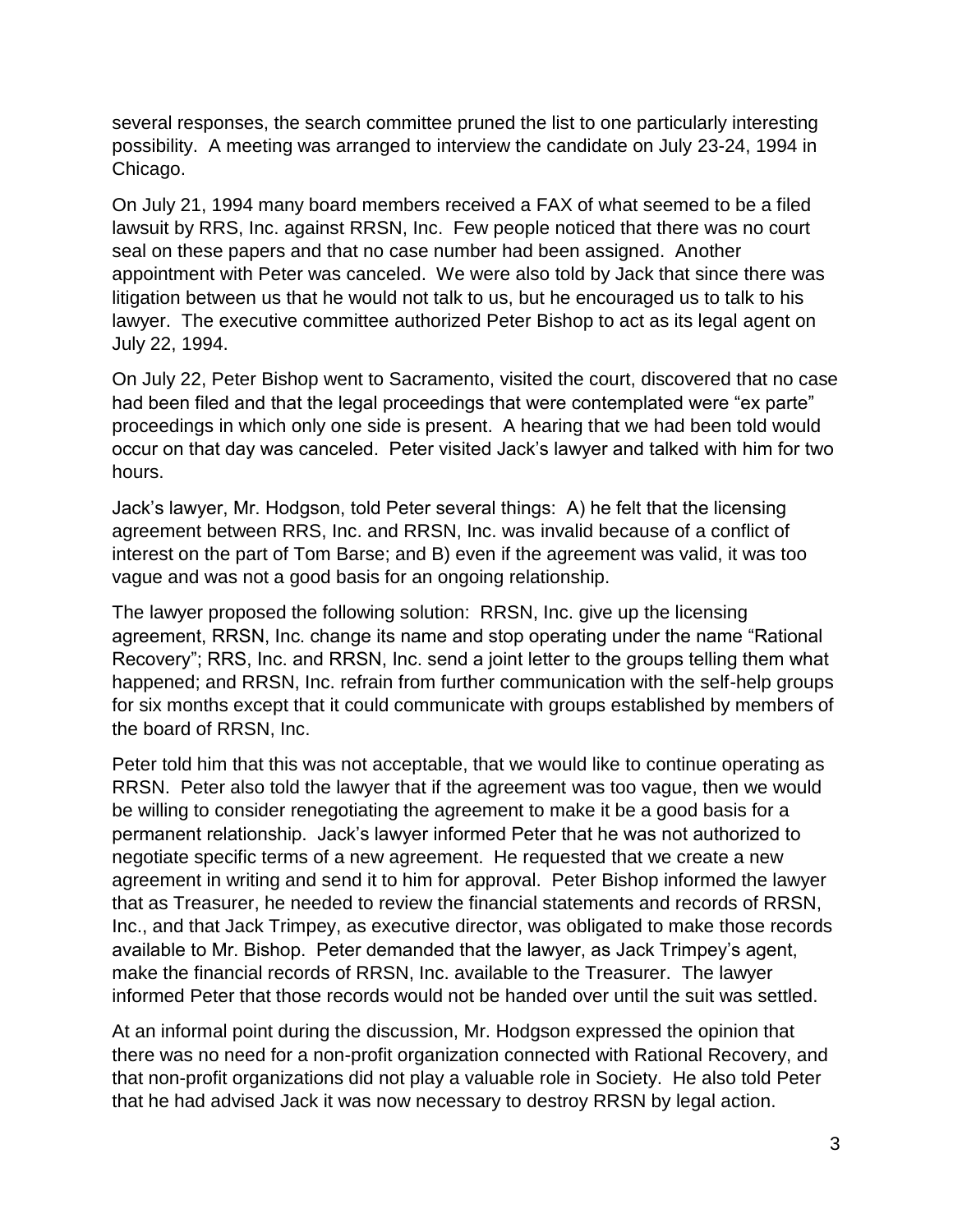several responses, the search committee pruned the list to one particularly interesting possibility. A meeting was arranged to interview the candidate on July 23-24, 1994 in Chicago.

On July 21, 1994 many board members received a FAX of what seemed to be a filed lawsuit by RRS, Inc. against RRSN, Inc. Few people noticed that there was no court seal on these papers and that no case number had been assigned. Another appointment with Peter was canceled. We were also told by Jack that since there was litigation between us that he would not talk to us, but he encouraged us to talk to his lawyer. The executive committee authorized Peter Bishop to act as its legal agent on July 22, 1994.

On July 22, Peter Bishop went to Sacramento, visited the court, discovered that no case had been filed and that the legal proceedings that were contemplated were "ex parte" proceedings in which only one side is present. A hearing that we had been told would occur on that day was canceled. Peter visited Jack's lawyer and talked with him for two hours.

Jack's lawyer, Mr. Hodgson, told Peter several things: A) he felt that the licensing agreement between RRS, Inc. and RRSN, Inc. was invalid because of a conflict of interest on the part of Tom Barse; and B) even if the agreement was valid, it was too vague and was not a good basis for an ongoing relationship.

The lawyer proposed the following solution: RRSN, Inc. give up the licensing agreement, RRSN, Inc. change its name and stop operating under the name "Rational Recovery"; RRS, Inc. and RRSN, Inc. send a joint letter to the groups telling them what happened; and RRSN, Inc. refrain from further communication with the self-help groups for six months except that it could communicate with groups established by members of the board of RRSN, Inc.

Peter told him that this was not acceptable, that we would like to continue operating as RRSN. Peter also told the lawyer that if the agreement was too vague, then we would be willing to consider renegotiating the agreement to make it be a good basis for a permanent relationship. Jack's lawyer informed Peter that he was not authorized to negotiate specific terms of a new agreement. He requested that we create a new agreement in writing and send it to him for approval. Peter Bishop informed the lawyer that as Treasurer, he needed to review the financial statements and records of RRSN, Inc., and that Jack Trimpey, as executive director, was obligated to make those records available to Mr. Bishop. Peter demanded that the lawyer, as Jack Trimpey's agent, make the financial records of RRSN, Inc. available to the Treasurer. The lawyer informed Peter that those records would not be handed over until the suit was settled.

At an informal point during the discussion, Mr. Hodgson expressed the opinion that there was no need for a non-profit organization connected with Rational Recovery, and that non-profit organizations did not play a valuable role in Society. He also told Peter that he had advised Jack it was now necessary to destroy RRSN by legal action.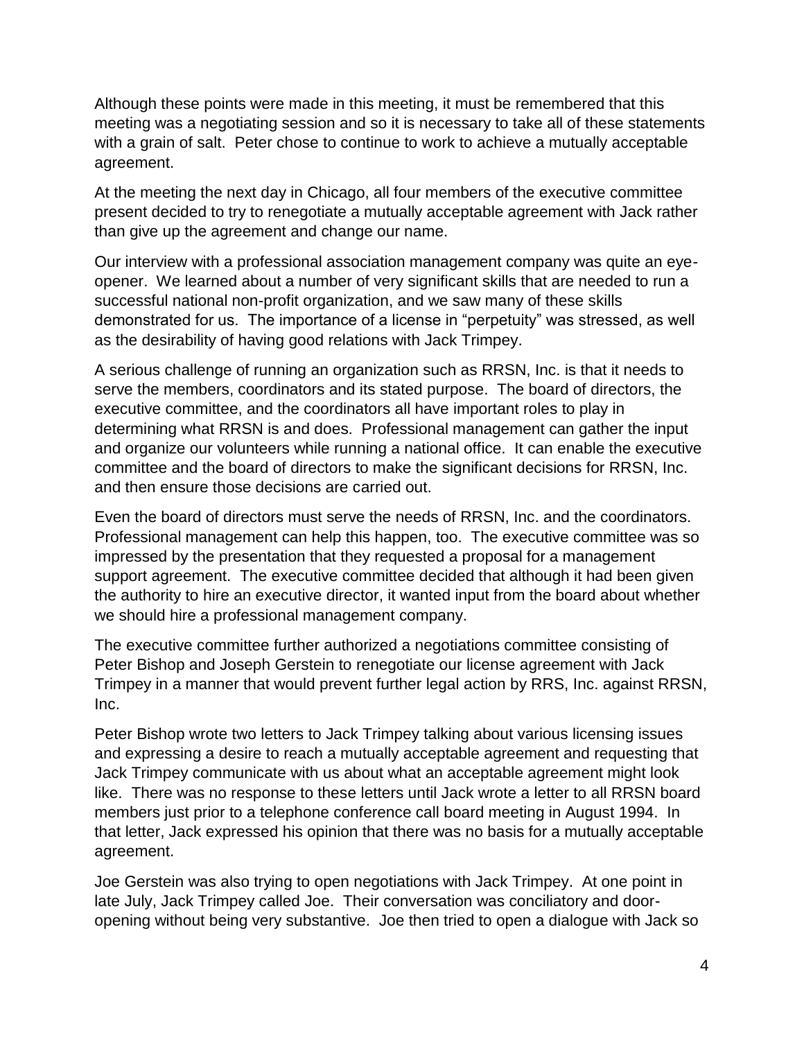Although these points were made in this meeting, it must be remembered that this meeting was a negotiating session and so it is necessary to take all of these statements with a grain of salt. Peter chose to continue to work to achieve a mutually acceptable agreement.

At the meeting the next day in Chicago, all four members of the executive committee present decided to try to renegotiate a mutually acceptable agreement with Jack rather than give up the agreement and change our name.

Our interview with a professional association management company was quite an eye-opener. We learned about a number of very significant skills that are needed to run a successful national non-profit organization, and we saw many of these skills demonstrated for us. The importance of a license in "perpetuity" was stressed, as well as the desirability of having good relations with Jack Trimpey.

A serious challenge of running an organization such as RRSN, Inc. is that it needs to serve the members, coordinators and its stated purpose. The board of directors, the executive committee, and the coordinators all have important roles to play in determining what RRSN is and does. Professional management can gather the input and organize our volunteers while running a national office. It can enable the executive committee and the board of directors to make the significant decisions for RRSN, Inc. and then ensure those decisions are carried out.

Even the board of directors must serve the needs of RRSN, Inc. and the coordinators. Professional management can help this happen, too. The executive committee was so impressed by the presentation that they requested a proposal for a management support agreement. The executive committee decided that although it had been given the authority to hire an executive director, it wanted input from the board about whether we should hire a professional management company.

The executive committee further authorized a negotiations committee consisting of Peter Bishop and Joseph Gerstein to renegotiate our license agreement with Jack Trimpey in a manner that would prevent further legal action by RRS, Inc. against RRSN, Inc.

Peter Bishop wrote two letters to Jack Trimpey talking about various licensing issues and expressing a desire to reach a mutually acceptable agreement and requesting that Jack Trimpey communicate with us about what an acceptable agreement might look like. There was no response to these letters until Jack wrote a letter to all RRSN board members just prior to a telephone conference call board meeting in August 1994. In that letter, Jack expressed his opinion that there was no basis for a mutually acceptable agreement.

Joe Gerstein was also trying to open negotiations with Jack Trimpey. At one point in late July, Jack Trimpey called Joe. Their conversation was conciliatory and door-opening without being very substantive. Joe then tried to open a dialogue with Jack so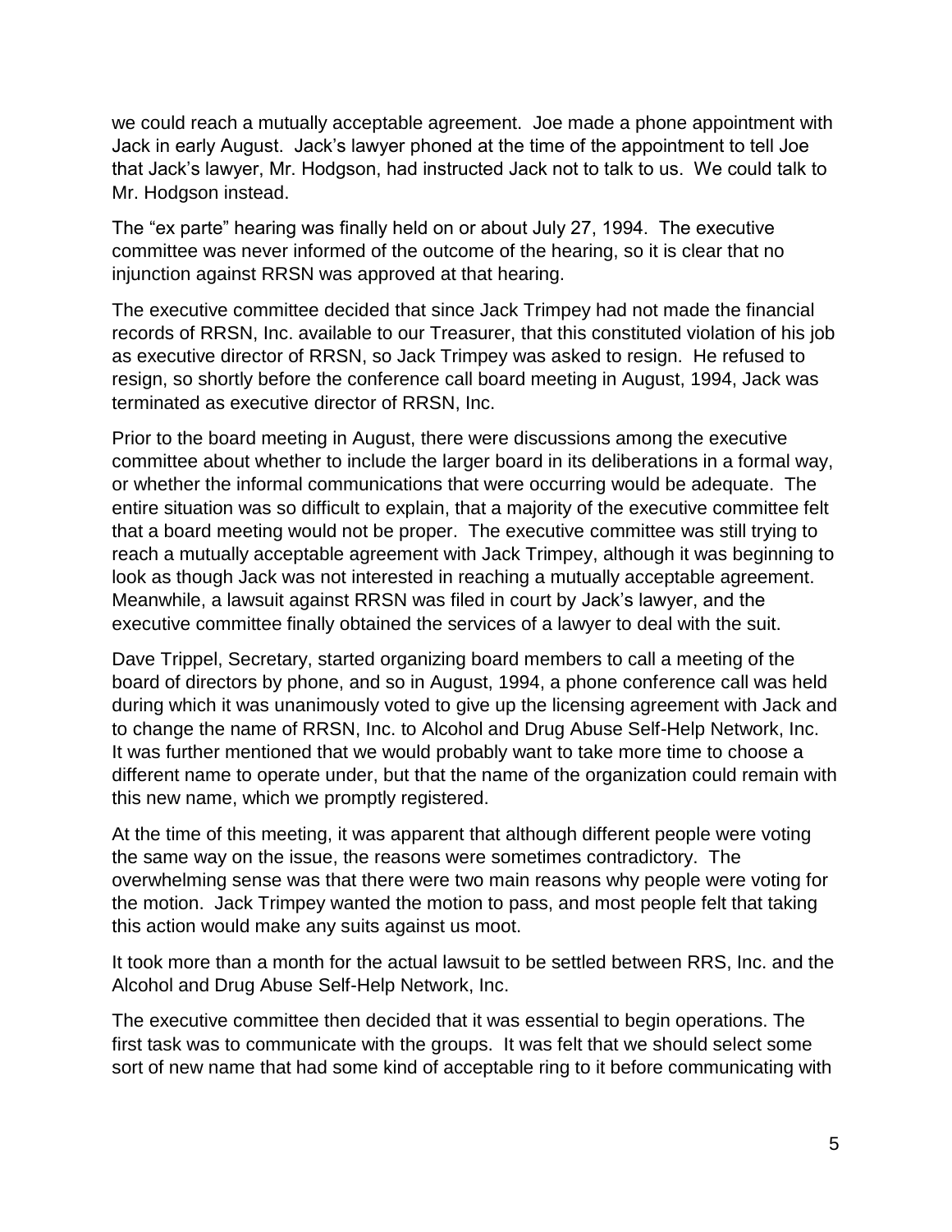we could reach a mutually acceptable agreement. Joe made a phone appointment with Jack in early August. Jack's lawyer phoned at the time of the appointment to tell Joe that Jack's lawyer, Mr. Hodgson, had instructed Jack not to talk to us. We could talk to Mr. Hodgson instead.

The "ex parte" hearing was finally held on or about July 27, 1994. The executive committee was never informed of the outcome of the hearing, so it is clear that no injunction against RRSN was approved at that hearing.

The executive committee decided that since Jack Trimpey had not made the financial records of RRSN, Inc. available to our Treasurer, that this constituted violation of his job as executive director of RRSN, so Jack Trimpey was asked to resign. He refused to resign, so shortly before the conference call board meeting in August, 1994, Jack was terminated as executive director of RRSN, Inc.

Prior to the board meeting in August, there were discussions among the executive committee about whether to include the larger board in its deliberations in a formal way, or whether the informal communications that were occurring would be adequate. The entire situation was so difficult to explain, that a majority of the executive committee felt that a board meeting would not be proper. The executive committee was still trying to reach a mutually acceptable agreement with Jack Trimpey, although it was beginning to look as though Jack was not interested in reaching a mutually acceptable agreement. Meanwhile, a lawsuit against RRSN was filed in court by Jack's lawyer, and the executive committee finally obtained the services of a lawyer to deal with the suit.

Dave Trippel, Secretary, started organizing board members to call a meeting of the board of directors by phone, and so in August, 1994, a phone conference call was held during which it was unanimously voted to give up the licensing agreement with Jack and to change the name of RRSN, Inc. to Alcohol and Drug Abuse Self-Help Network, Inc. It was further mentioned that we would probably want to take more time to choose a different name to operate under, but that the name of the organization could remain with this new name, which we promptly registered.

At the time of this meeting, it was apparent that although different people were voting the same way on the issue, the reasons were sometimes contradictory. The overwhelming sense was that there were two main reasons why people were voting for the motion. Jack Trimpey wanted the motion to pass, and most people felt that taking this action would make any suits against us moot.

It took more than a month for the actual lawsuit to be settled between RRS, Inc. and the Alcohol and Drug Abuse Self-Help Network, Inc.

The executive committee then decided that it was essential to begin operations. The first task was to communicate with the groups. It was felt that we should select some sort of new name that had some kind of acceptable ring to it before communicating with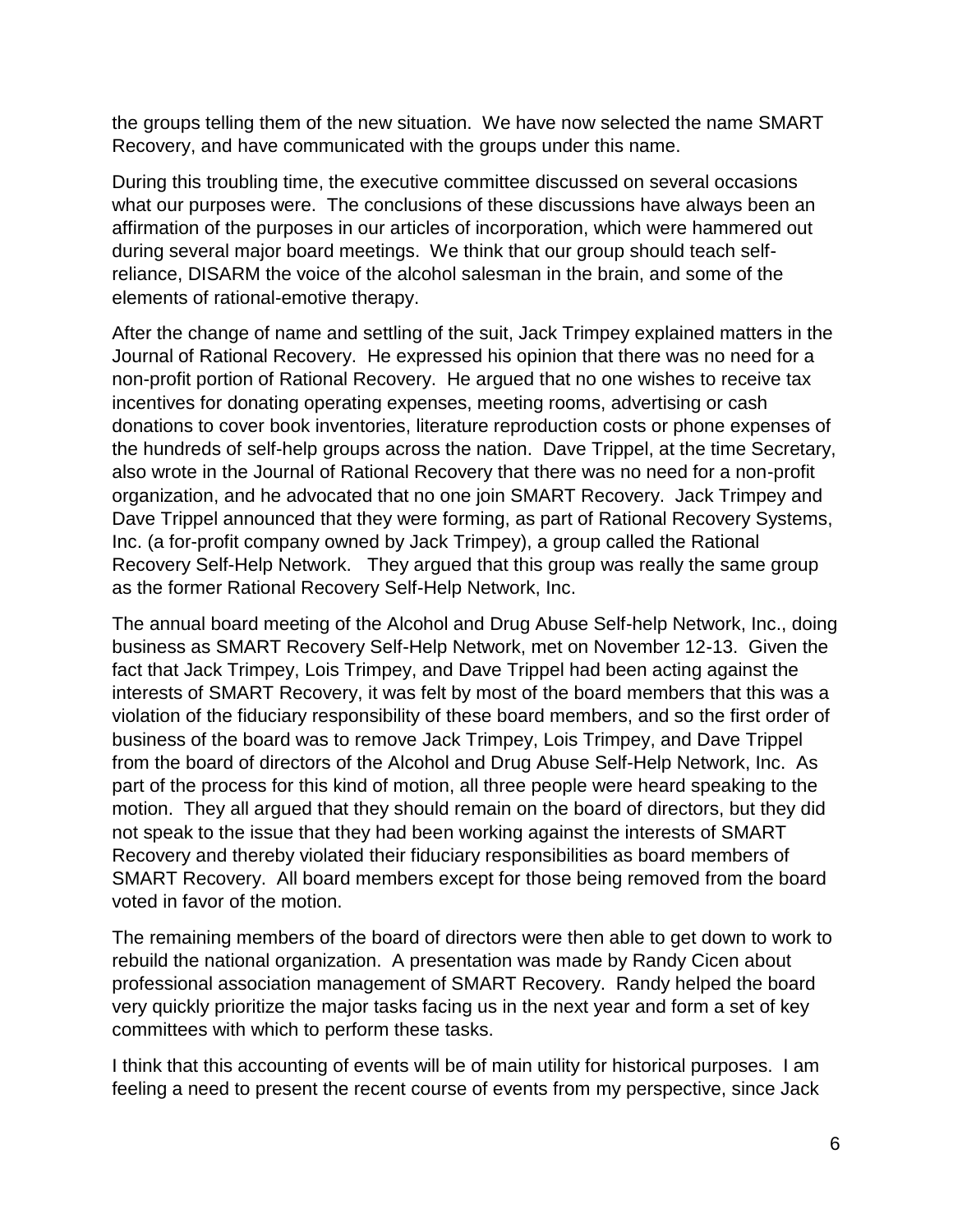the groups telling them of the new situation. We have now selected the name SMART Recovery, and have communicated with the groups under this name.

During this troubling time, the executive committee discussed on several occasions what our purposes were. The conclusions of these discussions have always been an affirmation of the purposes in our articles of incorporation, which were hammered out during several major board meetings. We think that our group should teach self-reliance, DISARM the voice of the alcohol salesman in the brain, and some of the elements of rational-emotive therapy.

After the change of name and settling of the suit, Jack Trimpey explained matters in the Journal of Rational Recovery. He expressed his opinion that there was no need for a non-profit portion of Rational Recovery. He argued that no one wishes to receive tax incentives for donating operating expenses, meeting rooms, advertising or cash donations to cover book inventories, literature reproduction costs or phone expenses of the hundreds of self-help groups across the nation. Dave Trippel, at the time Secretary, also wrote in the Journal of Rational Recovery that there was no need for a non-profit organization, and he advocated that no one join SMART Recovery. Jack Trimpey and Dave Trippel announced that they were forming, as part of Rational Recovery Systems, Inc. (a for-profit company owned by Jack Trimpey), a group called the Rational Recovery Self-Help Network. They argued that this group was really the same group as the former Rational Recovery Self-Help Network, Inc.

The annual board meeting of the Alcohol and Drug Abuse Self-help Network, Inc., doing business as SMART Recovery Self-Help Network, met on November 12-13. Given the fact that Jack Trimpey, Lois Trimpey, and Dave Trippel had been acting against the interests of SMART Recovery, it was felt by most of the board members that this was a violation of the fiduciary responsibility of these board members, and so the first order of business of the board was to remove Jack Trimpey, Lois Trimpey, and Dave Trippel from the board of directors of the Alcohol and Drug Abuse Self-Help Network, Inc. As part of the process for this kind of motion, all three people were heard speaking to the motion. They all argued that they should remain on the board of directors, but they did not speak to the issue that they had been working against the interests of SMART Recovery and thereby violated their fiduciary responsibilities as board members of SMART Recovery. All board members except for those being removed from the board voted in favor of the motion.

The remaining members of the board of directors were then able to get down to work to rebuild the national organization. A presentation was made by Randy Cicen about professional association management of SMART Recovery. Randy helped the board very quickly prioritize the major tasks facing us in the next year and form a set of key committees with which to perform these tasks.

I think that this accounting of events will be of main utility for historical purposes. I am feeling a need to present the recent course of events from my perspective, since Jack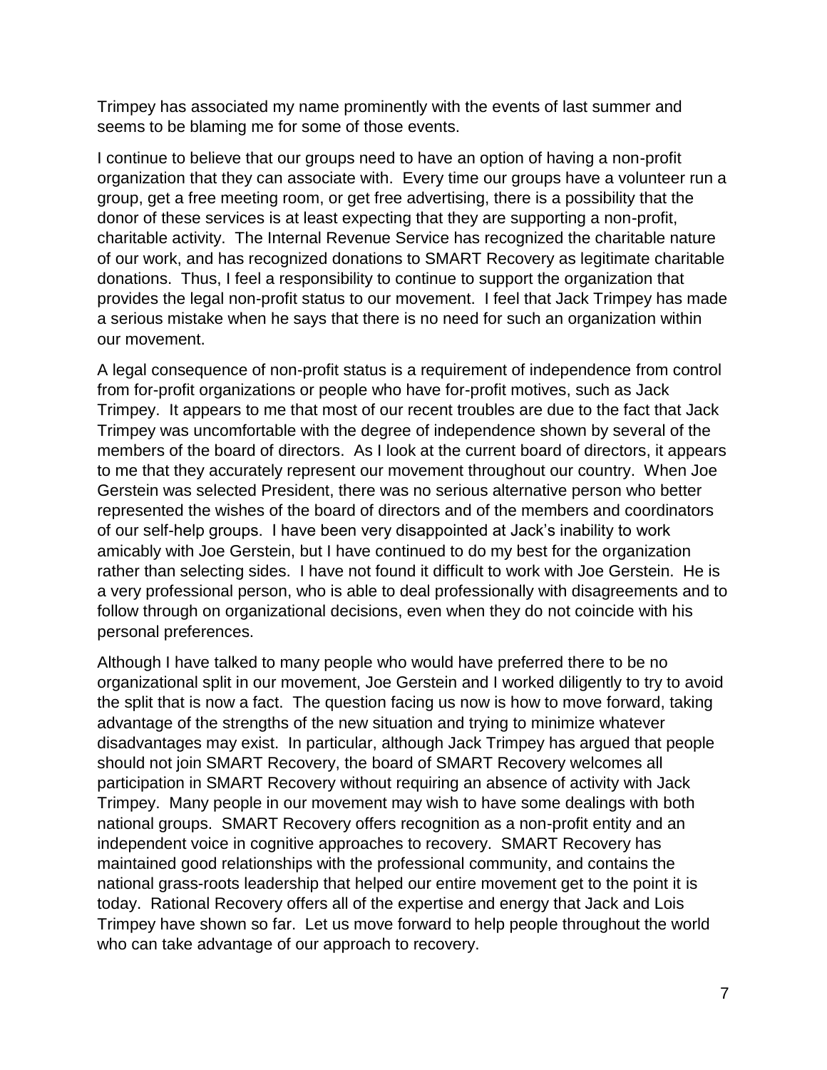Trimpey has associated my name prominently with the events of last summer and seems to be blaming me for some of those events.

I continue to believe that our groups need to have an option of having a non-profit organization that they can associate with. Every time our groups have a volunteer run a group, get a free meeting room, or get free advertising, there is a possibility that the donor of these services is at least expecting that they are supporting a non-profit, charitable activity. The Internal Revenue Service has recognized the charitable nature of our work, and has recognized donations to SMART Recovery as legitimate charitable donations. Thus, I feel a responsibility to continue to support the organization that provides the legal non-profit status to our movement. I feel that Jack Trimpey has made a serious mistake when he says that there is no need for such an organization within our movement.

A legal consequence of non-profit status is a requirement of independence from control from for-profit organizations or people who have for-profit motives, such as Jack Trimpey. It appears to me that most of our recent troubles are due to the fact that Jack Trimpey was uncomfortable with the degree of independence shown by several of the members of the board of directors. As I look at the current board of directors, it appears to me that they accurately represent our movement throughout our country. When Joe Gerstein was selected President, there was no serious alternative person who better represented the wishes of the board of directors and of the members and coordinators of our self-help groups. I have been very disappointed at Jack's inability to work amicably with Joe Gerstein, but I have continued to do my best for the organization rather than selecting sides. I have not found it difficult to work with Joe Gerstein. He is a very professional person, who is able to deal professionally with disagreements and to follow through on organizational decisions, even when they do not coincide with his personal preferences.

Although I have talked to many people who would have preferred there to be no organizational split in our movement, Joe Gerstein and I worked diligently to try to avoid the split that is now a fact. The question facing us now is how to move forward, taking advantage of the strengths of the new situation and trying to minimize whatever disadvantages may exist. In particular, although Jack Trimpey has argued that people should not join SMART Recovery, the board of SMART Recovery welcomes all participation in SMART Recovery without requiring an absence of activity with Jack Trimpey. Many people in our movement may wish to have some dealings with both national groups. SMART Recovery offers recognition as a non-profit entity and an independent voice in cognitive approaches to recovery. SMART Recovery has maintained good relationships with the professional community, and contains the national grass-roots leadership that helped our entire movement get to the point it is today. Rational Recovery offers all of the expertise and energy that Jack and Lois Trimpey have shown so far. Let us move forward to help people throughout the world who can take advantage of our approach to recovery.